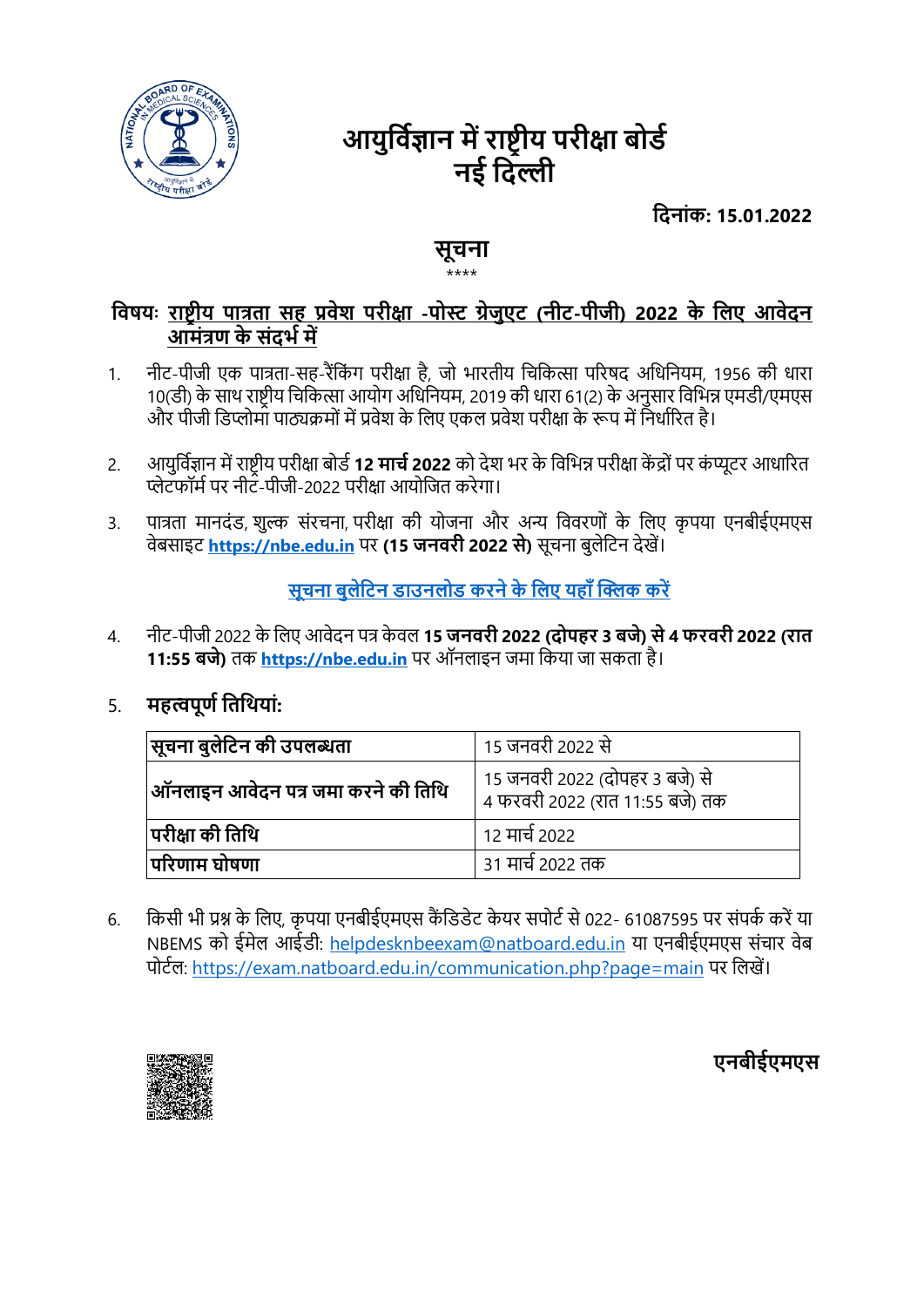# आयुर्विज्ञान में राष्ट्रीय परीक्षा बोर्ड
# नई दिल्ली

**दिनांक: 15.01.2022**

## सूचना

\*\*\*\*

**विषयः राष्ट्रीय पात्रता सह प्रवेश परीक्षा -पोस्ट ग्रेजुएट (नीट-पीजी) 2022 के लिए आवेदन आमंत्रण के संदर्भ में**

1. नीट-पीजी एक पात्रता-सह-रैंकिंग परीक्षा है, जो भारतीय चिकित्सा परिषद अधिनियम, 1956 की धारा 10(डी) के साथ राष्ट्रीय चिकित्सा आयोग अधिनियम, 2019 की धारा 61(2) के अनुसार विभिन्न एमडी/एमएस और पीजी डिप्लोमा पाठ्यक्रमों में प्रवेश के लिए एकल प्रवेश परीक्षा के रूप में निर्धारित है।

2. आयुर्विज्ञान में राष्ट्रीय परीक्षा बोर्ड **12 मार्च 2022** को देश भर के विभिन्न परीक्षा केंद्रों पर कंप्यूटर आधारित प्लेटफॉर्म पर नीट-पीजी-2022 परीक्षा आयोजित करेगा।

3. पात्रता मानदंड, शुल्क संरचना, परीक्षा की योजना और अन्य विवरणों के लिए कृपया एनबीईएमएस वेबसाइट **https://nbe.edu.in** पर **(15 जनवरी 2022 से)** सूचना बुलेटिन देखें।

**सूचना बुलेटिन डाउनलोड करने के लिए यहाँ क्लिक करें**

4. नीट-पीजी 2022 के लिए आवेदन पत्र केवल **15 जनवरी 2022 (दोपहर 3 बजे) से 4 फरवरी 2022 (रात 11:55 बजे)** तक **https://nbe.edu.in** पर ऑनलाइन जमा किया जा सकता है।

5. **महत्वपूर्ण तिथियां:**

| | |
|---|---|
| **सूचना बुलेटिन की उपलब्धता** | 15 जनवरी 2022 से |
| **ऑनलाइन आवेदन पत्र जमा करने की तिथि** | 15 जनवरी 2022 (दोपहर 3 बजे) से 4 फरवरी 2022 (रात 11:55 बजे) तक |
| **परीक्षा की तिथि** | 12 मार्च 2022 |
| **परिणाम घोषणा** | 31 मार्च 2022 तक |

6. किसी भी प्रश्न के लिए, कृपया एनबीईएमएस कैंडिडेट केयर सपोर्ट से 022- 61087595 पर संपर्क करें या NBEMS को ईमेल आईडी: helpdesknbeexam@natboard.edu.in या एनबीईएमएस संचार वेब पोर्टल: https://exam.natboard.edu.in/communication.php?page=main पर लिखें।

**एनबीईएमएस**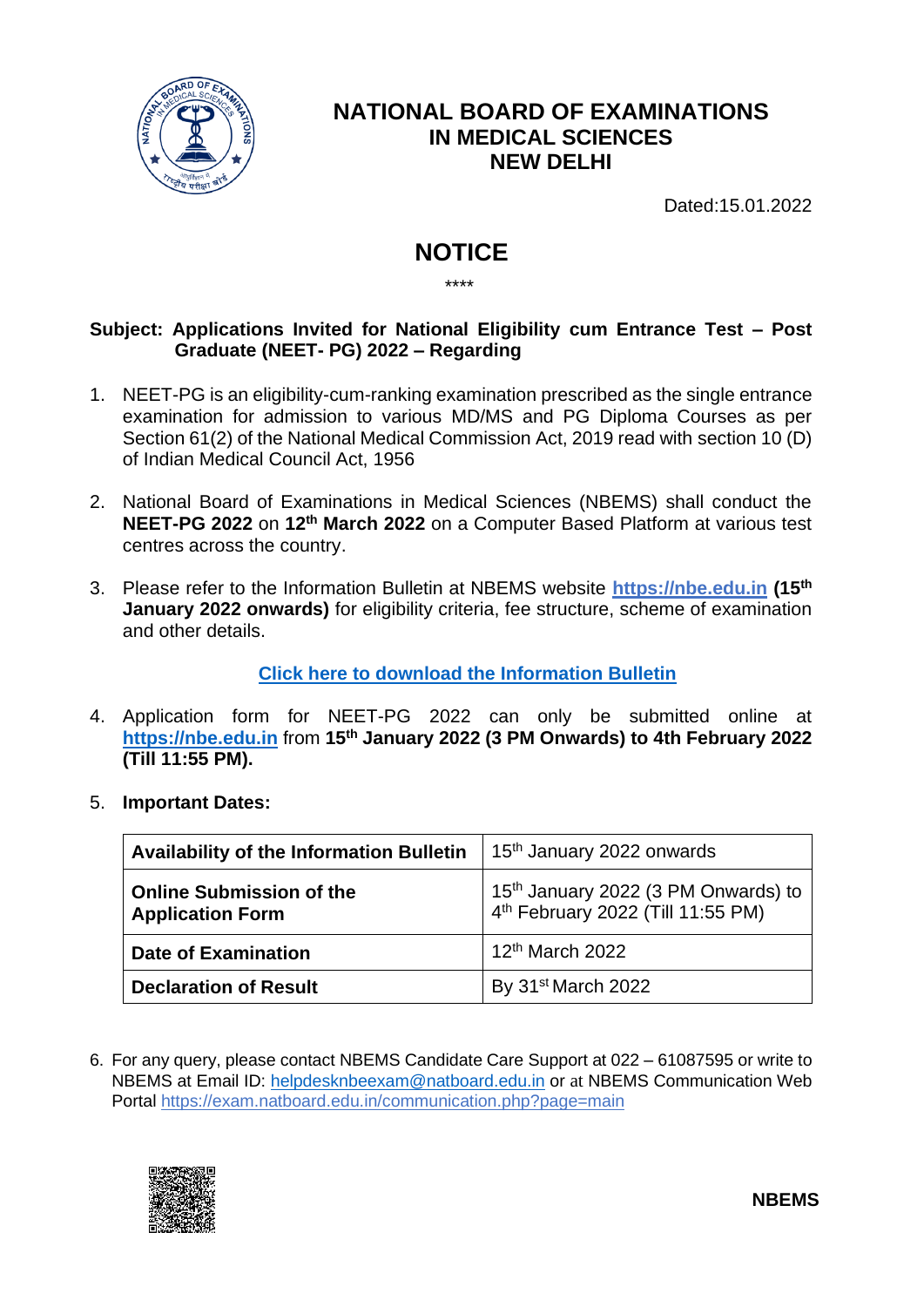# NATIONAL BOARD OF EXAMINATIONS IN MEDICAL SCIENCES NEW DELHI

Dated:15.01.2022

## NOTICE

****

**Subject: Applications Invited for National Eligibility cum Entrance Test – Post Graduate (NEET- PG) 2022 – Regarding**

1. NEET-PG is an eligibility-cum-ranking examination prescribed as the single entrance examination for admission to various MD/MS and PG Diploma Courses as per Section 61(2) of the National Medical Commission Act, 2019 read with section 10 (D) of Indian Medical Council Act, 1956

2. National Board of Examinations in Medical Sciences (NBEMS) shall conduct the **NEET-PG 2022** on **12th March 2022** on a Computer Based Platform at various test centres across the country.

3. Please refer to the Information Bulletin at NBEMS website **https://nbe.edu.in** **(15th January 2022 onwards)** for eligibility criteria, fee structure, scheme of examination and other details.

   **Click here to download the Information Bulletin**

4. Application form for NEET-PG 2022 can only be submitted online at **https://nbe.edu.in** from **15th January 2022 (3 PM Onwards) to 4th February 2022 (Till 11:55 PM).**

5. **Important Dates:**

| | |
|---|---|
| **Availability of the Information Bulletin** | 15th January 2022 onwards |
| **Online Submission of the Application Form** | 15th January 2022 (3 PM Onwards) to 4th February 2022 (Till 11:55 PM) |
| **Date of Examination** | 12th March 2022 |
| **Declaration of Result** | By 31st March 2022 |

6. For any query, please contact NBEMS Candidate Care Support at 022 – 61087595 or write to NBEMS at Email ID: helpdesknbeexam@natboard.edu.in or at NBEMS Communication Web Portal https://exam.natboard.edu.in/communication.php?page=main

**NBEMS**